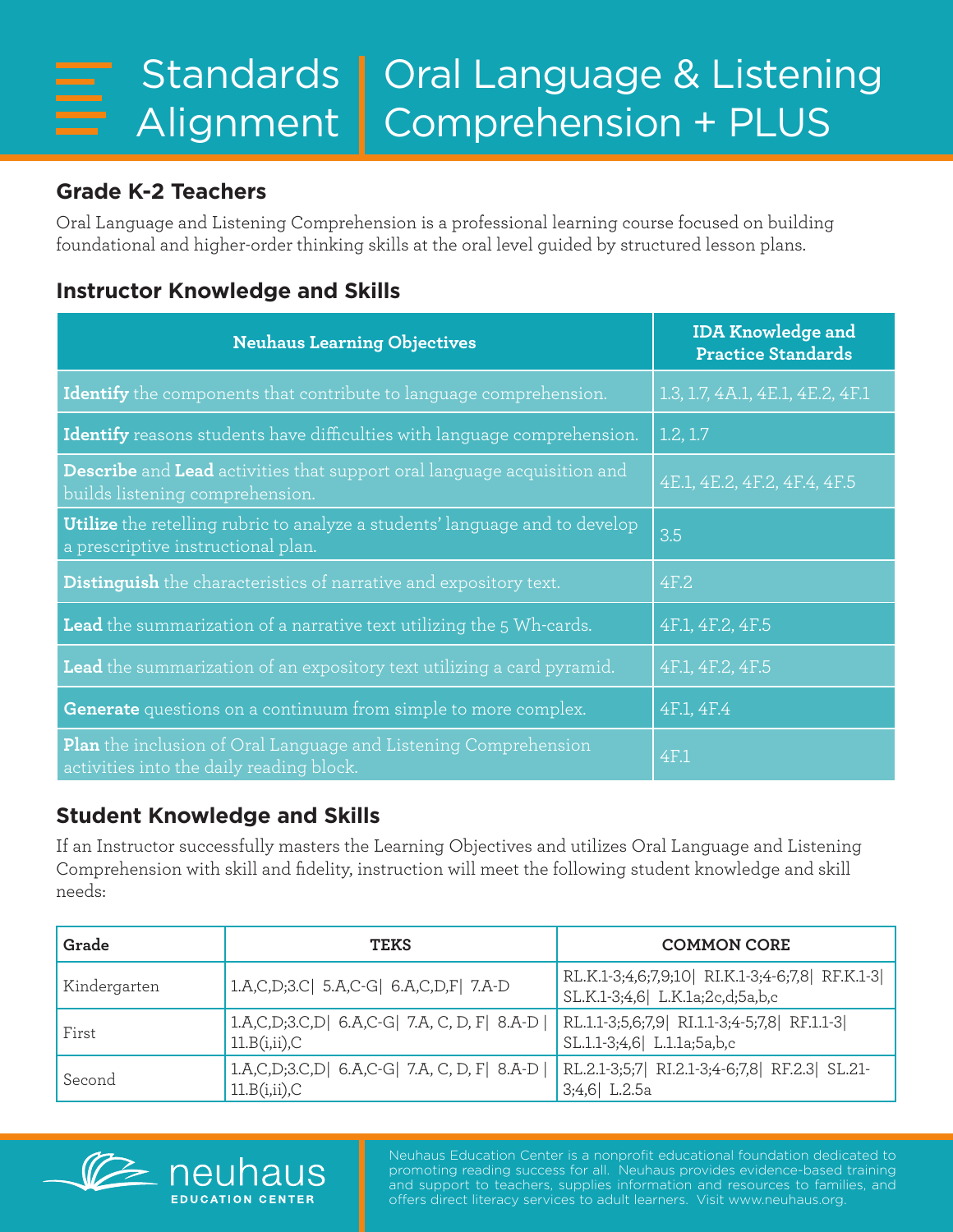# Standards Alignment | Oral Language & Listening Comprehension + PLUS

## Grade K-2 Teachers

Oral Language and Listening Comprehension is a professional learning course focused on building foundational and higher-order thinking skills at the oral level guided by structured lesson plans.

## Instructor Knowledge and Skills

| Neuhaus Learning Objectives | IDA Knowledge and Practice Standards |
|---|---|
| **Identify** the components that contribute to language comprehension. | 1.3, 1.7, 4A.1, 4E.1, 4E.2, 4F.1 |
| **Identify** reasons students have difficulties with language comprehension. | 1.2, 1.7 |
| **Describe** and **Lead** activities that support oral language acquisition and builds listening comprehension. | 4E.1, 4E.2, 4F.2, 4F.4, 4F.5 |
| **Utilize** the retelling rubric to analyze a students' language and to develop a prescriptive instructional plan. | 3.5 |
| **Distinguish** the characteristics of narrative and expository text. | 4F.2 |
| **Lead** the summarization of a narrative text utilizing the 5 Wh-cards. | 4F.1, 4F.2, 4F.5 |
| **Lead** the summarization of an expository text utilizing a card pyramid. | 4F.1, 4F.2, 4F.5 |
| **Generate** questions on a continuum from simple to more complex. | 4F.1, 4F.4 |
| **Plan** the inclusion of Oral Language and Listening Comprehension activities into the daily reading block. | 4F.1 |

## Student Knowledge and Skills

If an Instructor successfully masters the Learning Objectives and utilizes Oral Language and Listening Comprehension with skill and fidelity, instruction will meet the following student knowledge and skill needs:

| Grade | TEKS | COMMON CORE |
|---|---|---|
| Kindergarten | 1.A,C,D;3.C\| 5.A,C-G\| 6.A,C,D,F\| 7.A-D | RL.K.1-3;4,6;7,9;10\| RI.K.1-3;4-6;7,8\| RF.K.1-3\| SL.K.1-3;4,6\| L.K.1a;2c,d;5a,b,c |
| First | 1.A,C,D;3.C,D\| 6.A,C-G\| 7.A, C, D, F\| 8.A-D\| 11.B(i,ii),C | RL.1.1-3;5,6;7,9\| RI.1.1-3;4-5;7,8\| RF.1.1-3\| SL.1.1-3;4,6\| L.1.1a;5a,b,c |
| Second | 1.A,C,D;3.C,D\| 6.A,C-G\| 7.A, C, D, F\| 8.A-D\| 11.B(i,ii),C | RL.2.1-3;5;7\| RI.2.1-3;4-6;7,8\| RF.2.3\| SL.21-3;4,6\| L.2.5a |

neuhaus EDUCATION CENTER

Neuhaus Education Center is a nonprofit educational foundation dedicated to promoting reading success for all. Neuhaus provides evidence-based training and support to teachers, supplies information and resources to families, and offers direct literacy services to adult learners. Visit www.neuhaus.org.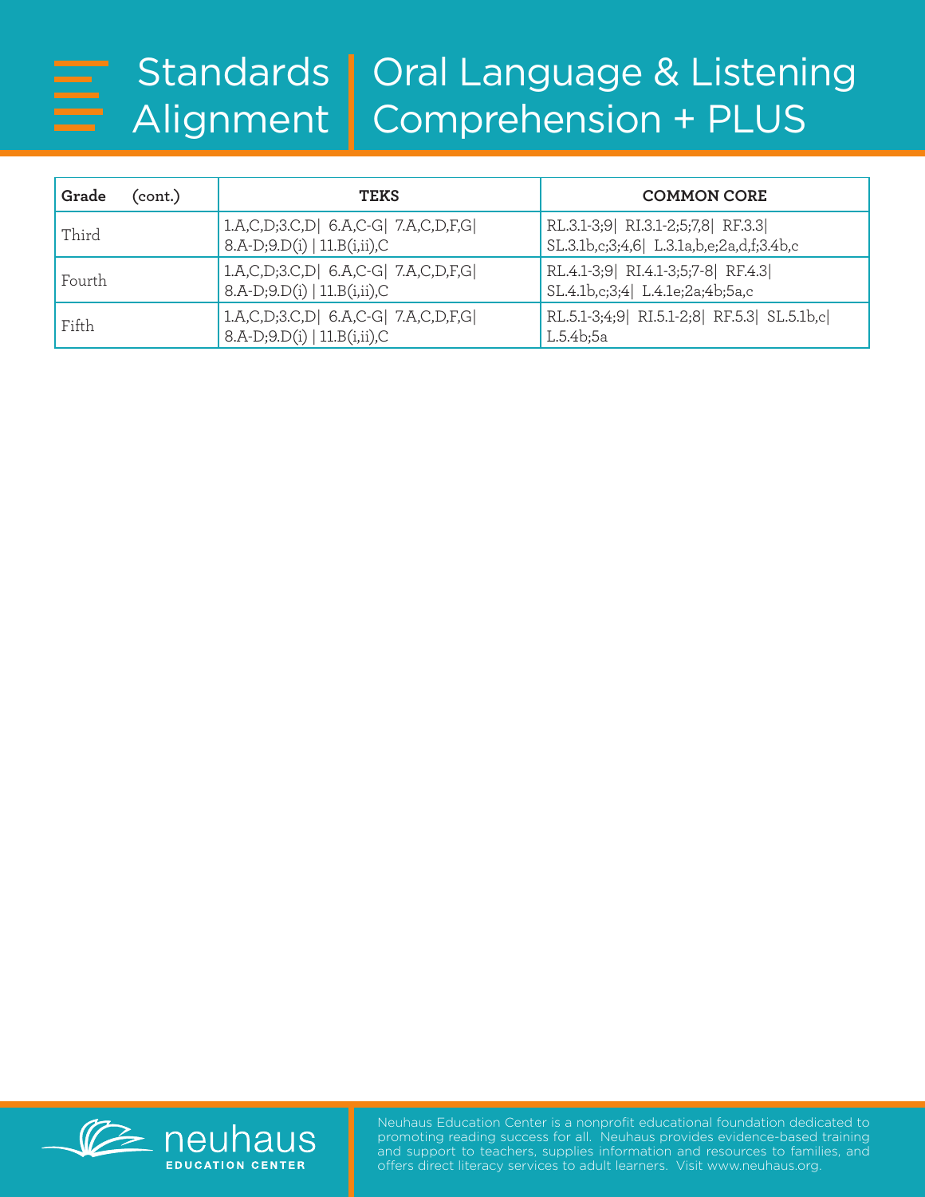# Standards Alignment | Oral Language & Listening Comprehension + PLUS

| Grade (cont.) | TEKS | COMMON CORE |
|---|---|---|
| Third | 1.A,C,D;3.C,D\| 6.A,C-G\| 7.A,C,D,F,G\| 8.A-D;9.D(i) \| 11.B(i,ii),C | RL.3.1-3;9\| RI.3.1-2;5;7,8\| RF.3.3\| SL.3.1b,c;3;4,6\| L.3.1a,b,e;2a,d,f;3.4b,c |
| Fourth | 1.A,C,D;3.C,D\| 6.A,C-G\| 7.A,C,D,F,G\| 8.A-D;9.D(i) \| 11.B(i,ii),C | RL.4.1-3;9\| RI.4.1-3;5;7-8\| RF.4.3\| SL.4.1b,c;3;4\| L.4.1e;2a;4b;5a,c |
| Fifth | 1.A,C,D;3.C,D\| 6.A,C-G\| 7.A,C,D,F,G\| 8.A-D;9.D(i) \| 11.B(i,ii),C | RL.5.1-3;4;9\| RI.5.1-2;8\| RF.5.3\| SL.5.1b,c\| L.5.4b;5a |

neuhaus EDUCATION CENTER

Neuhaus Education Center is a nonprofit educational foundation dedicated to promoting reading success for all. Neuhaus provides evidence-based training and support to teachers, supplies information and resources to families, and offers direct literacy services to adult learners. Visit www.neuhaus.org.